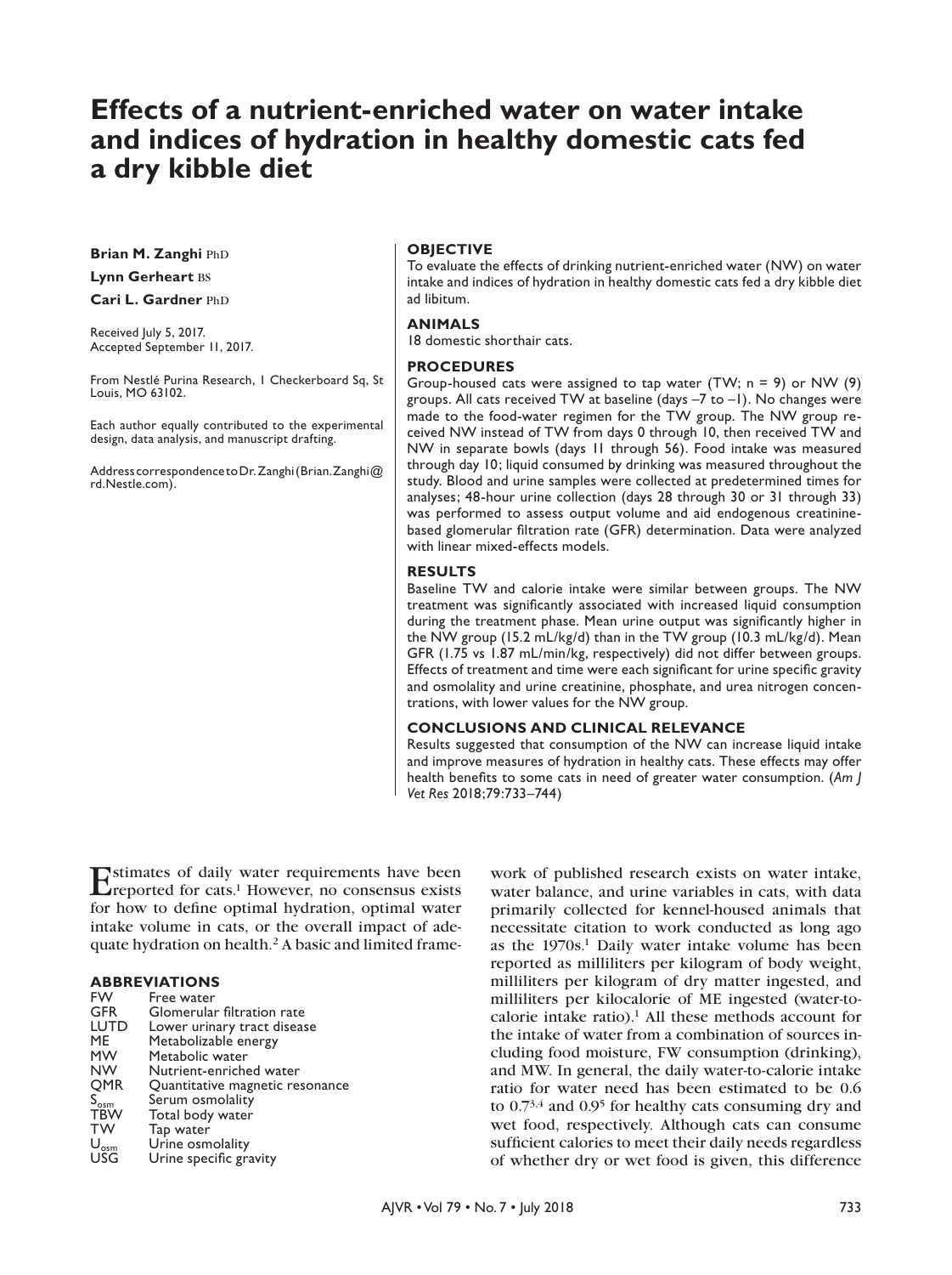# Effects of a nutrient-enriched water on water intake and indices of hydration in healthy domestic cats fed a dry kibble diet

**Brian M. Zanghi** PhD

**Lynn Gerheart** BS

**Cari L. Gardner** PhD

Received July 5, 2017.
Accepted September 11, 2017.

From Nestlé Purina Research, 1 Checkerboard Sq, St Louis, MO 63102.

Each author equally contributed to the experimental design, data analysis, and manuscript drafting.

Address correspondence to Dr. Zanghi (Brian.Zanghi@rd.Nestle.com).

## OBJECTIVE

To evaluate the effects of drinking nutrient-enriched water (NW) on water intake and indices of hydration in healthy domestic cats fed a dry kibble diet ad libitum.

## ANIMALS

18 domestic shorthair cats.

## PROCEDURES

Group-housed cats were assigned to tap water (TW; n = 9) or NW (9) groups. All cats received TW at baseline (days –7 to –1). No changes were made to the food-water regimen for the TW group. The NW group received NW instead of TW from days 0 through 10, then received TW and NW in separate bowls (days 11 through 56). Food intake was measured through day 10; liquid consumed by drinking was measured throughout the study. Blood and urine samples were collected at predetermined times for analyses; 48-hour urine collection (days 28 through 30 or 31 through 33) was performed to assess output volume and aid endogenous creatinine-based glomerular filtration rate (GFR) determination. Data were analyzed with linear mixed-effects models.

## RESULTS

Baseline TW and calorie intake were similar between groups. The NW treatment was significantly associated with increased liquid consumption during the treatment phase. Mean urine output was significantly higher in the NW group (15.2 mL/kg/d) than in the TW group (10.3 mL/kg/d). Mean GFR (1.75 vs 1.87 mL/min/kg, respectively) did not differ between groups. Effects of treatment and time were each significant for urine specific gravity and osmolality and urine creatinine, phosphate, and urea nitrogen concentrations, with lower values for the NW group.

## CONCLUSIONS AND CLINICAL RELEVANCE

Results suggested that consumption of the NW can increase liquid intake and improve measures of hydration in healthy cats. These effects may offer health benefits to some cats in need of greater water consumption. (*Am J Vet Res* 2018;79:733–744)

Estimates of daily water requirements have been reported for cats.[1] However, no consensus exists for how to define optimal hydration, optimal water intake volume in cats, or the overall impact of adequate hydration on health.[2] A basic and limited framework of published research exists on water intake, water balance, and urine variables in cats, with data primarily collected for kennel-housed animals that necessitate citation to work conducted as long ago as the 1970s.[1] Daily water intake volume has been reported as milliliters per kilogram of body weight, milliliters per kilogram of dry matter ingested, and milliliters per kilocalorie of ME ingested (water-to-calorie intake ratio).[1] All these methods account for the intake of water from a combination of sources including food moisture, FW consumption (drinking), and MW. In general, the daily water-to-calorie intake ratio for water need has been estimated to be 0.6 to 0.7[3,4] and 0.9[5] for healthy cats consuming dry and wet food, respectively. Although cats can consume sufficient calories to meet their daily needs regardless of whether dry or wet food is given, this difference

## ABBREVIATIONS

| | |
|---|---|
| FW | Free water |
| GFR | Glomerular filtration rate |
| LUTD | Lower urinary tract disease |
| ME | Metabolizable energy |
| MW | Metabolic water |
| NW | Nutrient-enriched water |
| QMR | Quantitative magnetic resonance |
| $S_{osm}$ | Serum osmolality |
| TBW | Total body water |
| TW | Tap water |
| $U_{osm}$ | Urine osmolality |
| USG | Urine specific gravity |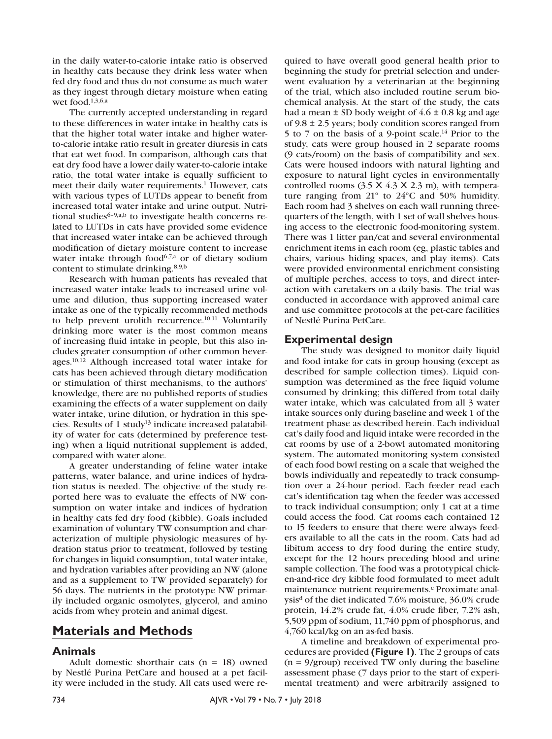in the daily water-to-calorie intake ratio is observed in healthy cats because they drink less water when fed dry food and thus do not consume as much water as they ingest through dietary moisture when eating wet food.[1,3,6,a]

The currently accepted understanding in regard to these differences in water intake in healthy cats is that the higher total water intake and higher water-to-calorie intake ratio result in greater diuresis in cats that eat wet food. In comparison, although cats that eat dry food have a lower daily water-to-calorie intake ratio, the total water intake is equally sufficient to meet their daily water requirements.[1] However, cats with various types of LUTDs appear to benefit from increased total water intake and urine output. Nutritional studies[6–9,a,b] to investigate health concerns related to LUTDs in cats have provided some evidence that increased water intake can be achieved through modification of dietary moisture content to increase water intake through food[6,7,a] or of dietary sodium content to stimulate drinking.[8,9,b]

Research with human patients has revealed that increased water intake leads to increased urine volume and dilution, thus supporting increased water intake as one of the typically recommended methods to help prevent urolith recurrence.[10,11] Voluntarily drinking more water is the most common means of increasing fluid intake in people, but this also includes greater consumption of other common beverages.[10,12] Although increased total water intake for cats has been achieved through dietary modification or stimulation of thirst mechanisms, to the authors' knowledge, there are no published reports of studies examining the effects of a water supplement on daily water intake, urine dilution, or hydration in this species. Results of 1 study[13] indicate increased palatability of water for cats (determined by preference testing) when a liquid nutritional supplement is added, compared with water alone.

A greater understanding of feline water intake patterns, water balance, and urine indices of hydration status is needed. The objective of the study reported here was to evaluate the effects of NW consumption on water intake and indices of hydration in healthy cats fed dry food (kibble). Goals included examination of voluntary TW consumption and characterization of multiple physiologic measures of hydration status prior to treatment, followed by testing for changes in liquid consumption, total water intake, and hydration variables after providing an NW (alone and as a supplement to TW provided separately) for 56 days. The nutrients in the prototype NW primarily included organic osmolytes, glycerol, and amino acids from whey protein and animal digest.

## Materials and Methods

### Animals

Adult domestic shorthair cats (n = 18) owned by Nestlé Purina PetCare and housed at a pet facility were included in the study. All cats used were required to have overall good general health prior to beginning the study for pretrial selection and underwent evaluation by a veterinarian at the beginning of the trial, which also included routine serum biochemical analysis. At the start of the study, the cats had a mean ± SD body weight of 4.6 ± 0.8 kg and age of 9.8 ± 2.5 years; body condition scores ranged from 5 to 7 on the basis of a 9-point scale.[14] Prior to the study, cats were group housed in 2 separate rooms (9 cats/room) on the basis of compatibility and sex. Cats were housed indoors with natural lighting and exposure to natural light cycles in environmentally controlled rooms (3.5 X 4.3 X 2.3 m), with temperature ranging from 21° to 24°C and 50% humidity. Each room had 3 shelves on each wall running three-quarters of the length, with 1 set of wall shelves housing access to the electronic food-monitoring system. There was 1 litter pan/cat and several environmental enrichment items in each room (eg, plastic tables and chairs, various hiding spaces, and play items). Cats were provided environmental enrichment consisting of multiple perches, access to toys, and direct interaction with caretakers on a daily basis. The trial was conducted in accordance with approved animal care and use committee protocols at the pet-care facilities of Nestlé Purina PetCare.

### Experimental design

The study was designed to monitor daily liquid and food intake for cats in group housing (except as described for sample collection times). Liquid consumption was determined as the free liquid volume consumed by drinking; this differed from total daily water intake, which was calculated from all 3 water intake sources only during baseline and week 1 of the treatment phase as described herein. Each individual cat's daily food and liquid intake were recorded in the cat rooms by use of a 2-bowl automated monitoring system. The automated monitoring system consisted of each food bowl resting on a scale that weighed the bowls individually and repeatedly to track consumption over a 24-hour period. Each feeder read each cat's identification tag when the feeder was accessed to track individual consumption; only 1 cat at a time could access the food. Cat rooms each contained 12 to 15 feeders to ensure that there were always feeders available to all the cats in the room. Cats had ad libitum access to dry food during the entire study, except for the 12 hours preceding blood and urine sample collection. The food was a prototypical chicken-and-rice dry kibble food formulated to meet adult maintenance nutrient requirements.[c] Proximate analysis[d] of the diet indicated 7.6% moisture, 36.0% crude protein, 14.2% crude fat, 4.0% crude fiber, 7.2% ash, 5,509 ppm of sodium, 11,740 ppm of phosphorus, and 4,760 kcal/kg on an as-fed basis.

A timeline and breakdown of experimental procedures are provided **(Figure 1)**. The 2 groups of cats (n = 9/group) received TW only during the baseline assessment phase (7 days prior to the start of experimental treatment) and were arbitrarily assigned to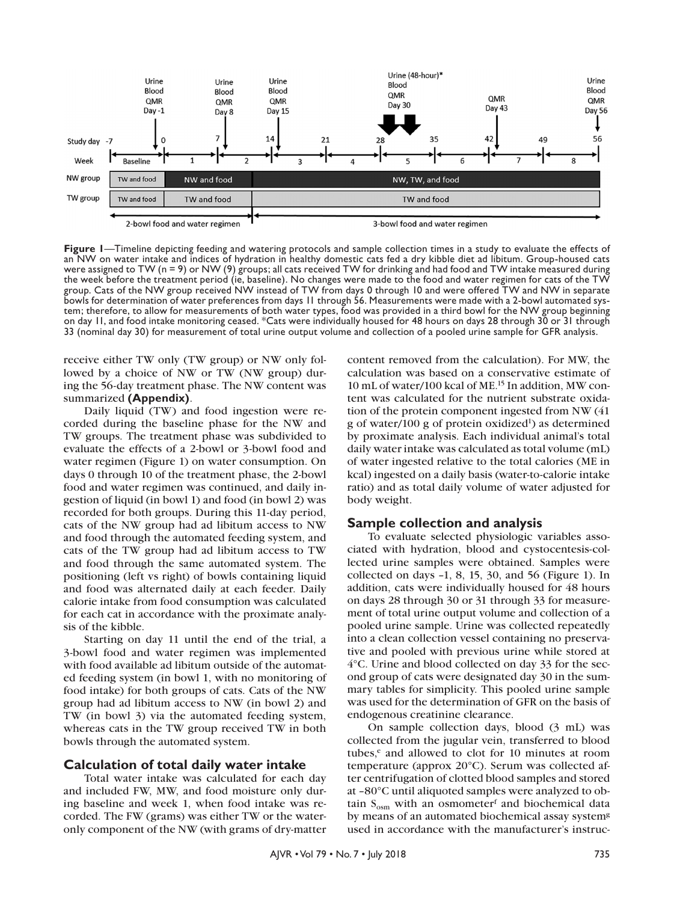**Figure 1**—Timeline depicting feeding and watering protocols and sample collection times in a study to evaluate the effects of an NW on water intake and indices of hydration in healthy domestic cats fed a dry kibble diet ad libitum. Group-housed cats were assigned to TW (n = 9) or NW (9) groups; all cats received TW for drinking and had food and TW intake measured during the week before the treatment period (ie, baseline). No changes were made to the food and water regimen for cats of the TW group. Cats of the NW group received NW instead of TW from days 0 through 10 and were offered TW and NW in separate bowls for determination of water preferences from days 11 through 56. Measurements were made with a 2-bowl automated system; therefore, to allow for measurements of both water types, food was provided in a third bowl for the NW group beginning on day 11, and food intake monitoring ceased. *Cats were individually housed for 48 hours on days 28 through 30 or 31 through 33 (nominal day 30) for measurement of total urine output volume and collection of a pooled urine sample for GFR analysis.

receive either TW only (TW group) or NW only followed by a choice of NW or TW (NW group) during the 56-day treatment phase. The NW content was summarized **(Appendix)**.

Daily liquid (TW) and food ingestion were recorded during the baseline phase for the NW and TW groups. The treatment phase was subdivided to evaluate the effects of a 2-bowl or 3-bowl food and water regimen (Figure 1) on water consumption. On days 0 through 10 of the treatment phase, the 2-bowl food and water regimen was continued, and daily ingestion of liquid (in bowl 1) and food (in bowl 2) was recorded for both groups. During this 11-day period, cats of the NW group had ad libitum access to NW and food through the automated feeding system, and cats of the TW group had ad libitum access to TW and food through the same automated system. The positioning (left vs right) of bowls containing liquid and food was alternated daily at each feeder. Daily calorie intake from food consumption was calculated for each cat in accordance with the proximate analysis of the kibble.

Starting on day 11 until the end of the trial, a 3-bowl food and water regimen was implemented with food available ad libitum outside of the automated feeding system (in bowl 1, with no monitoring of food intake) for both groups of cats. Cats of the NW group had ad libitum access to NW (in bowl 2) and TW (in bowl 3) via the automated feeding system, whereas cats in the TW group received TW in both bowls through the automated system.

## Calculation of total daily water intake

Total water intake was calculated for each day and included FW, MW, and food moisture only during baseline and week 1, when food intake was recorded. The FW (grams) was either TW or the water-only component of the NW (with grams of dry-matter content removed from the calculation). For MW, the calculation was based on a conservative estimate of 10 mL of water/100 kcal of ME.[15] In addition, MW content was calculated for the nutrient substrate oxidation of the protein component ingested from NW (41 g of water/100 g of protein oxidized[1]) as determined by proximate analysis. Each individual animal's total daily water intake was calculated as total volume (mL) of water ingested relative to the total calories (ME in kcal) ingested on a daily basis (water-to-calorie intake ratio) and as total daily volume of water adjusted for body weight.

## Sample collection and analysis

To evaluate selected physiologic variables associated with hydration, blood and cystocentesis-collected urine samples were obtained. Samples were collected on days –1, 8, 15, 30, and 56 (Figure 1). In addition, cats were individually housed for 48 hours on days 28 through 30 or 31 through 33 for measurement of total urine output volume and collection of a pooled urine sample. Urine was collected repeatedly into a clean collection vessel containing no preservative and pooled with previous urine while stored at 4°C. Urine and blood collected on day 33 for the second group of cats were designated day 30 in the summary tables for simplicity. This pooled urine sample was used for the determination of GFR on the basis of endogenous creatinine clearance.

On sample collection days, blood (3 mL) was collected from the jugular vein, transferred to blood tubes,[c] and allowed to clot for 10 minutes at room temperature (approx 20°C). Serum was collected after centrifugation of clotted blood samples and stored at –80°C until aliquoted samples were analyzed to obtain $S_{osm}$ with an osmometer[f] and biochemical data by means of an automated biochemical assay system[g] used in accordance with the manufacturer's instruc-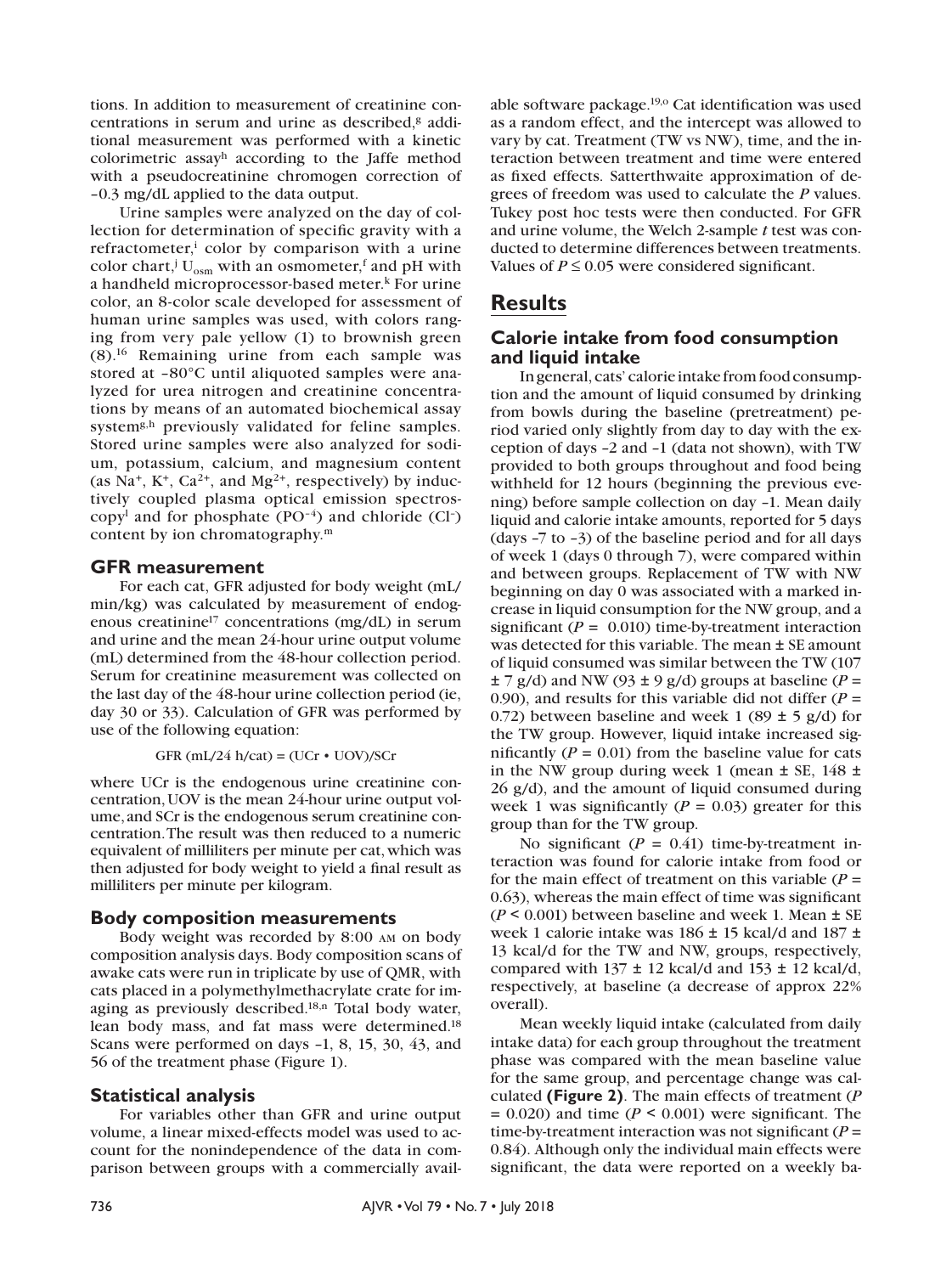tions. In addition to measurement of creatinine concentrations in serum and urine as described,[g] additional measurement was performed with a kinetic colorimetric assay[h] according to the Jaffe method with a pseudocreatinine chromogen correction of −0.3 mg/dL applied to the data output.

Urine samples were analyzed on the day of collection for determination of specific gravity with a refractometer,[i] color by comparison with a urine color chart,[j] $U_{osm}$ with an osmometer,[f] and pH with a handheld microprocessor-based meter.[k] For urine color, an 8-color scale developed for assessment of human urine samples was used, with colors ranging from very pale yellow (1) to brownish green (8).[16] Remaining urine from each sample was stored at −80°C until aliquoted samples were analyzed for urea nitrogen and creatinine concentrations by means of an automated biochemical assay system[g,h] previously validated for feline samples. Stored urine samples were also analyzed for sodium, potassium, calcium, and magnesium content (as $Na^+$, $K^+$, $Ca^{2+}$, and $Mg^{2+}$, respectively) by inductively coupled plasma optical emission spectroscopy[l] and for phosphate ($PO^{-4}$) and chloride ($Cl^-$) content by ion chromatography.[m]

### GFR measurement

For each cat, GFR adjusted for body weight (mL/min/kg) was calculated by measurement of endogenous creatinine[17] concentrations (mg/dL) in serum and urine and the mean 24-hour urine output volume (mL) determined from the 48-hour collection period. Serum for creatinine measurement was collected on the last day of the 48-hour urine collection period (ie, day 30 or 33). Calculation of GFR was performed by use of the following equation:

$$\text{GFR (mL/24 h/cat)} = (\text{UCr} \cdot \text{UOV})/\text{SCr}$$

where UCr is the endogenous urine creatinine concentration, UOV is the mean 24-hour urine output volume, and SCr is the endogenous serum creatinine concentration. The result was then reduced to a numeric equivalent of milliliters per minute per cat, which was then adjusted for body weight to yield a final result as milliliters per minute per kilogram.

### Body composition measurements

Body weight was recorded by 8:00 AM on body composition analysis days. Body composition scans of awake cats were run in triplicate by use of QMR, with cats placed in a polymethylmethacrylate crate for imaging as previously described.[18,n] Total body water, lean body mass, and fat mass were determined.[18] Scans were performed on days −1, 8, 15, 30, 43, and 56 of the treatment phase (Figure 1).

### Statistical analysis

For variables other than GFR and urine output volume, a linear mixed-effects model was used to account for the nonindependence of the data in comparison between groups with a commercially available software package.[19,o] Cat identification was used as a random effect, and the intercept was allowed to vary by cat. Treatment (TW vs NW), time, and the interaction between treatment and time were entered as fixed effects. Satterthwaite approximation of degrees of freedom was used to calculate the *P* values. Tukey post hoc tests were then conducted. For GFR and urine volume, the Welch 2-sample *t* test was conducted to determine differences between treatments. Values of $P \leq 0.05$ were considered significant.

## Results

### Calorie intake from food consumption and liquid intake

In general, cats' calorie intake from food consumption and the amount of liquid consumed by drinking from bowls during the baseline (pretreatment) period varied only slightly from day to day with the exception of days −2 and −1 (data not shown), with TW provided to both groups throughout and food being withheld for 12 hours (beginning the previous evening) before sample collection on day −1. Mean daily liquid and calorie intake amounts, reported for 5 days (days −7 to −3) of the baseline period and for all days of week 1 (days 0 through 7), were compared within and between groups. Replacement of TW with NW beginning on day 0 was associated with a marked increase in liquid consumption for the NW group, and a significant ($P = 0.010$) time-by-treatment interaction was detected for this variable. The mean ± SE amount of liquid consumed was similar between the TW (107 ± 7 g/d) and NW (93 ± 9 g/d) groups at baseline ($P = 0.90$), and results for this variable did not differ ($P = 0.72$) between baseline and week 1 (89 ± 5 g/d) for the TW group. However, liquid intake increased significantly ($P = 0.01$) from the baseline value for cats in the NW group during week 1 (mean ± SE, 148 ± 26 g/d), and the amount of liquid consumed during week 1 was significantly ($P = 0.03$) greater for this group than for the TW group.

No significant ($P = 0.41$) time-by-treatment interaction was found for calorie intake from food or for the main effect of treatment on this variable ($P = 0.63$), whereas the main effect of time was significant ($P < 0.001$) between baseline and week 1. Mean ± SE week 1 calorie intake was 186 ± 15 kcal/d and 187 ± 13 kcal/d for the TW and NW, groups, respectively, compared with 137 ± 12 kcal/d and 153 ± 12 kcal/d, respectively, at baseline (a decrease of approx 22% overall).

Mean weekly liquid intake (calculated from daily intake data) for each group throughout the treatment phase was compared with the mean baseline value for the same group, and percentage change was calculated **(Figure 2)**. The main effects of treatment ($P = 0.020$) and time ($P < 0.001$) were significant. The time-by-treatment interaction was not significant ($P = 0.84$). Although only the individual main effects were significant, the data were reported on a weekly ba-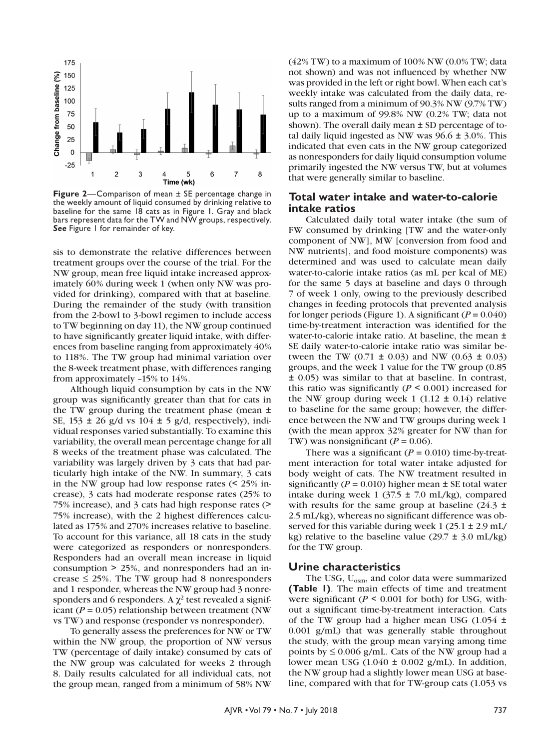**Figure 2**—Comparison of mean ± SE percentage change in the weekly amount of liquid consumed by drinking relative to baseline for the same 18 cats as in Figure 1. Gray and black bars represent data for the TW and NW groups, respectively. *See* Figure 1 for remainder of key.

sis to demonstrate the relative differences between treatment groups over the course of the trial. For the NW group, mean free liquid intake increased approximately 60% during week 1 (when only NW was provided for drinking), compared with that at baseline. During the remainder of the study (with transition from the 2-bowl to 3-bowl regimen to include access to TW beginning on day 11), the NW group continued to have significantly greater liquid intake, with differences from baseline ranging from approximately 40% to 118%. The TW group had minimal variation over the 8-week treatment phase, with differences ranging from approximately –15% to 14%.

Although liquid consumption by cats in the NW group was significantly greater than that for cats in the TW group during the treatment phase (mean ± SE, 153 ± 26 g/d vs 104 ± 5 g/d, respectively), individual responses varied substantially. To examine this variability, the overall mean percentage change for all 8 weeks of the treatment phase was calculated. The variability was largely driven by 3 cats that had particularly high intake of the NW. In summary, 3 cats in the NW group had low response rates (< 25% increase), 3 cats had moderate response rates (25% to 75% increase), and 3 cats had high response rates (> 75% increase), with the 2 highest differences calculated as 175% and 270% increases relative to baseline. To account for this variance, all 18 cats in the study were categorized as responders or nonresponders. Responders had an overall mean increase in liquid consumption > 25%, and nonresponders had an increase ≤ 25%. The TW group had 8 nonresponders and 1 responder, whereas the NW group had 3 nonresponders and 6 responders. A $\chi^2$ test revealed a significant ($P = 0.05$) relationship between treatment (NW vs TW) and response (responder vs nonresponder).

To generally assess the preferences for NW or TW within the NW group, the proportion of NW versus TW (percentage of daily intake) consumed by cats of the NW group was calculated for weeks 2 through 8. Daily results calculated for all individual cats, not the group mean, ranged from a minimum of 58% NW (42% TW) to a maximum of 100% NW (0.0% TW; data not shown) and was not influenced by whether NW was provided in the left or right bowl. When each cat's weekly intake was calculated from the daily data, results ranged from a minimum of 90.3% NW (9.7% TW) up to a maximum of 99.8% NW (0.2% TW; data not shown). The overall daily mean ± SD percentage of total daily liquid ingested as NW was 96.6 ± 3.0%. This indicated that even cats in the NW group categorized as nonresponders for daily liquid consumption volume primarily ingested the NW versus TW, but at volumes that were generally similar to baseline.

## Total water intake and water-to-calorie intake ratios

Calculated daily total water intake (the sum of FW consumed by drinking [TW and the water-only component of NW], MW [conversion from food and NW nutrients], and food moisture components) was determined and was used to calculate mean daily water-to-calorie intake ratios (as mL per kcal of ME) for the same 5 days at baseline and days 0 through 7 of week 1 only, owing to the previously described changes in feeding protocols that prevented analysis for longer periods (Figure 1). A significant ($P = 0.040$) time-by-treatment interaction was identified for the water-to-calorie intake ratio. At baseline, the mean ± SE daily water-to-calorie intake ratio was similar between the TW (0.71 ± 0.03) and NW (0.63 ± 0.03) groups, and the week 1 value for the TW group (0.85 ± 0.05) was similar to that at baseline. In contrast, this ratio was significantly ($P < 0.001$) increased for the NW group during week 1 (1.12 ± 0.14) relative to baseline for the same group; however, the difference between the NW and TW groups during week 1 (with the mean approx 32% greater for NW than for TW) was nonsignificant ($P = 0.06$).

There was a significant ($P = 0.010$) time-by-treatment interaction for total water intake adjusted for body weight of cats. The NW treatment resulted in significantly ($P = 0.010$) higher mean ± SE total water intake during week 1 (37.5 ± 7.0 mL/kg), compared with results for the same group at baseline (24.3 ± 2.5 mL/kg), whereas no significant difference was observed for this variable during week 1 (25.1 ± 2.9 mL/kg) relative to the baseline value (29.7 ± 3.0 mL/kg) for the TW group.

## Urine characteristics

The USG, $U_{osm}$, and color data were summarized **(Table 1)**. The main effects of time and treatment were significant ($P < 0.001$ for both) for USG, without a significant time-by-treatment interaction. Cats of the TW group had a higher mean USG (1.054 ± 0.001 g/mL) that was generally stable throughout the study, with the group mean varying among time points by ≤ 0.006 g/mL. Cats of the NW group had a lower mean USG (1.040 ± 0.002 g/mL). In addition, the NW group had a slightly lower mean USG at baseline, compared with that for TW-group cats (1.053 vs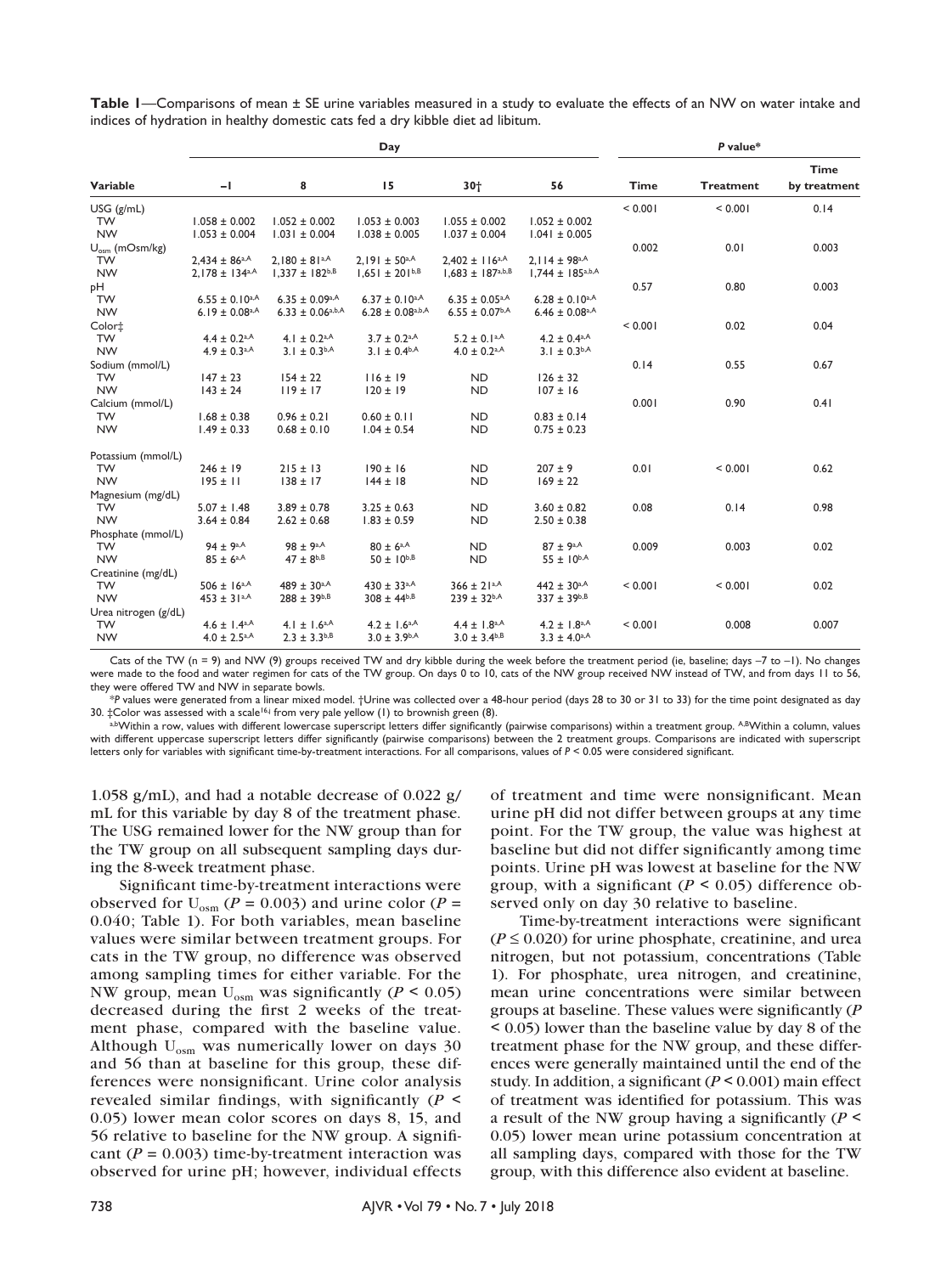**Table 1**—Comparisons of mean ± SE urine variables measured in a study to evaluate the effects of an NW on water intake and indices of hydration in healthy domestic cats fed a dry kibble diet ad libitum.

| | Day | | | | | P value* | | |
|---|---|---|---|---|---|---|---|---|
| Variable | –1 | 8 | 15 | 30† | 56 | Time | Treatment | Time by treatment |
| USG (g/mL) | | | | | | < 0.001 | < 0.001 | 0.14 |
| TW | 1.058 ± 0.002 | 1.052 ± 0.002 | 1.053 ± 0.003 | 1.055 ± 0.002 | 1.052 ± 0.002 | | | |
| NW | 1.053 ± 0.004 | 1.031 ± 0.004 | 1.038 ± 0.005 | 1.037 ± 0.004 | 1.041 ± 0.005 | | | |
| $U_{osm}$ (mOsm/kg) | | | | | | 0.002 | 0.01 | 0.003 |
| TW | 2,434 ± 86[a,A] | 2,180 ± 81[a,A] | 2,191 ± 50[a,A] | 2,402 ± 116[a,A] | 2,114 ± 98[a,A] | | | |
| NW | 2,178 ± 134[a,A] | 1,337 ± 182[b,B] | 1,651 ± 201[b,B] | 1,683 ± 187[a,b,B] | 1,744 ± 185[a,b,A] | | | |
| pH | | | | | | 0.57 | 0.80 | 0.003 |
| TW | 6.55 ± 0.10[a,A] | 6.35 ± 0.09[a,A] | 6.37 ± 0.10[a,A] | 6.35 ± 0.05[a,A] | 6.28 ± 0.10[a,A] | | | |
| NW | 6.19 ± 0.08[a,A] | 6.33 ± 0.06[a,b,A] | 6.28 ± 0.08[a,b,A] | 6.55 ± 0.07[b,A] | 6.46 ± 0.08[a,A] | | | |
| Color‡ | | | | | | < 0.001 | 0.02 | 0.04 |
| TW | 4.4 ± 0.2[a,A] | 4.1 ± 0.2[a,A] | 3.7 ± 0.2[a,A] | 5.2 ± 0.1[a,A] | 4.2 ± 0.4[a,A] | | | |
| NW | 4.9 ± 0.3[a,A] | 3.1 ± 0.3[b,A] | 3.1 ± 0.4[b,A] | 4.0 ± 0.2[a,A] | 3.1 ± 0.3[b,A] | | | |
| Sodium (mmol/L) | | | | | | 0.14 | 0.55 | 0.67 |
| TW | 147 ± 23 | 154 ± 22 | 116 ± 19 | ND | 126 ± 32 | | | |
| NW | 143 ± 24 | 119 ± 17 | 120 ± 19 | ND | 107 ± 16 | | | |
| Calcium (mmol/L) | | | | | | 0.001 | 0.90 | 0.41 |
| TW | 1.68 ± 0.38 | 0.96 ± 0.21 | 0.60 ± 0.11 | ND | 0.83 ± 0.14 | | | |
| NW | 1.49 ± 0.33 | 0.68 ± 0.10 | 1.04 ± 0.54 | ND | 0.75 ± 0.23 | | | |
| Potassium (mmol/L) | | | | | | | | |
| TW | 246 ± 19 | 215 ± 13 | 190 ± 16 | ND | 207 ± 9 | 0.01 | < 0.001 | 0.62 |
| NW | 195 ± 11 | 138 ± 17 | 144 ± 18 | ND | 169 ± 22 | | | |
| Magnesium (mg/dL) | | | | | | 0.08 | 0.14 | 0.98 |
| TW | 5.07 ± 1.48 | 3.89 ± 0.78 | 3.25 ± 0.63 | ND | 3.60 ± 0.82 | | | |
| NW | 3.64 ± 0.84 | 2.62 ± 0.68 | 1.83 ± 0.59 | ND | 2.50 ± 0.38 | | | |
| Phosphate (mmol/L) | | | | | | 0.009 | 0.003 | 0.02 |
| TW | 94 ± 9[a,A] | 98 ± 9[a,A] | 80 ± 6[a,A] | ND | 87 ± 9[a,A] | | | |
| NW | 85 ± 6[a,A] | 47 ± 8[b,B] | 50 ± 10[b,B] | ND | 55 ± 10[b,A] | | | |
| Creatinine (mg/dL) | | | | | | < 0.001 | < 0.001 | 0.02 |
| TW | 506 ± 16[a,A] | 489 ± 30[a,A] | 430 ± 33[a,A] | 366 ± 21[a,A] | 442 ± 30[a,A] | | | |
| NW | 453 ± 31[a,A] | 288 ± 39[b,B] | 308 ± 44[b,B] | 239 ± 32[b,A] | 337 ± 39[b,B] | | | |
| Urea nitrogen (g/dL) | | | | | | < 0.001 | 0.008 | 0.007 |
| TW | 4.6 ± 1.4[a,A] | 4.1 ± 1.6[a,A] | 4.2 ± 1.6[a,A] | 4.4 ± 1.8[a,A] | 4.2 ± 1.8[a,A] | | | |
| NW | 4.0 ± 2.5[a,A] | 2.3 ± 3.3[b,B] | 3.0 ± 3.9[b,A] | 3.0 ± 3.4[b,B] | 3.3 ± 4.0[a,A] | | | |

Cats of the TW (n = 9) and NW (9) groups received TW and dry kibble during the week before the treatment period (ie, baseline; days –7 to –1). No changes were made to the food and water regimen for cats of the TW group. On days 0 to 10, cats of the NW group received NW instead of TW, and from days 11 to 56, they were offered TW and NW in separate bowls.

*P values were generated from a linear mixed model. †Urine was collected over a 48-hour period (days 28 to 30 or 31 to 33) for the time point designated as day 30. ‡Color was assessed with a scale[16,i] from very pale yellow (1) to brownish green (8).

[a,b]Within a row, values with different lowercase superscript letters differ significantly (pairwise comparisons) within a treatment group. [A,B]Within a column, values with different uppercase superscript letters differ significantly (pairwise comparisons) between the 2 treatment groups. Comparisons are indicated with superscript letters only for variables with significant time-by-treatment interactions. For all comparisons, values of $P < 0.05$ were considered significant.

1.058 g/mL), and had a notable decrease of 0.022 g/mL for this variable by day 8 of the treatment phase. The USG remained lower for the NW group than for the TW group on all subsequent sampling days during the 8-week treatment phase.

Significant time-by-treatment interactions were observed for $U_{osm}$ ($P = 0.003$) and urine color ($P = 0.040$; Table 1). For both variables, mean baseline values were similar between treatment groups. For cats in the TW group, no difference was observed among sampling times for either variable. For the NW group, mean $U_{osm}$ was significantly ($P < 0.05$) decreased during the first 2 weeks of the treatment phase, compared with the baseline value. Although $U_{osm}$ was numerically lower on days 30 and 56 than at baseline for this group, these differences were nonsignificant. Urine color analysis revealed similar findings, with significantly ($P < 0.05$) lower mean color scores on days 8, 15, and 56 relative to baseline for the NW group. A significant ($P = 0.003$) time-by-treatment interaction was observed for urine pH; however, individual effects of treatment and time were nonsignificant. Mean urine pH did not differ between groups at any time point. For the TW group, the value was highest at baseline but did not differ significantly among time points. Urine pH was lowest at baseline for the NW group, with a significant ($P < 0.05$) difference observed only on day 30 relative to baseline.

Time-by-treatment interactions were significant ($P \leq 0.020$) for urine phosphate, creatinine, and urea nitrogen, but not potassium, concentrations (Table 1). For phosphate, urea nitrogen, and creatinine, mean urine concentrations were similar between groups at baseline. These values were significantly ($P < 0.05$) lower than the baseline value by day 8 of the treatment phase for the NW group, and these differences were generally maintained until the end of the study. In addition, a significant ($P < 0.001$) main effect of treatment was identified for potassium. This was a result of the NW group having a significantly ($P < 0.05$) lower mean urine potassium concentration at all sampling days, compared with those for the TW group, with this difference also evident at baseline.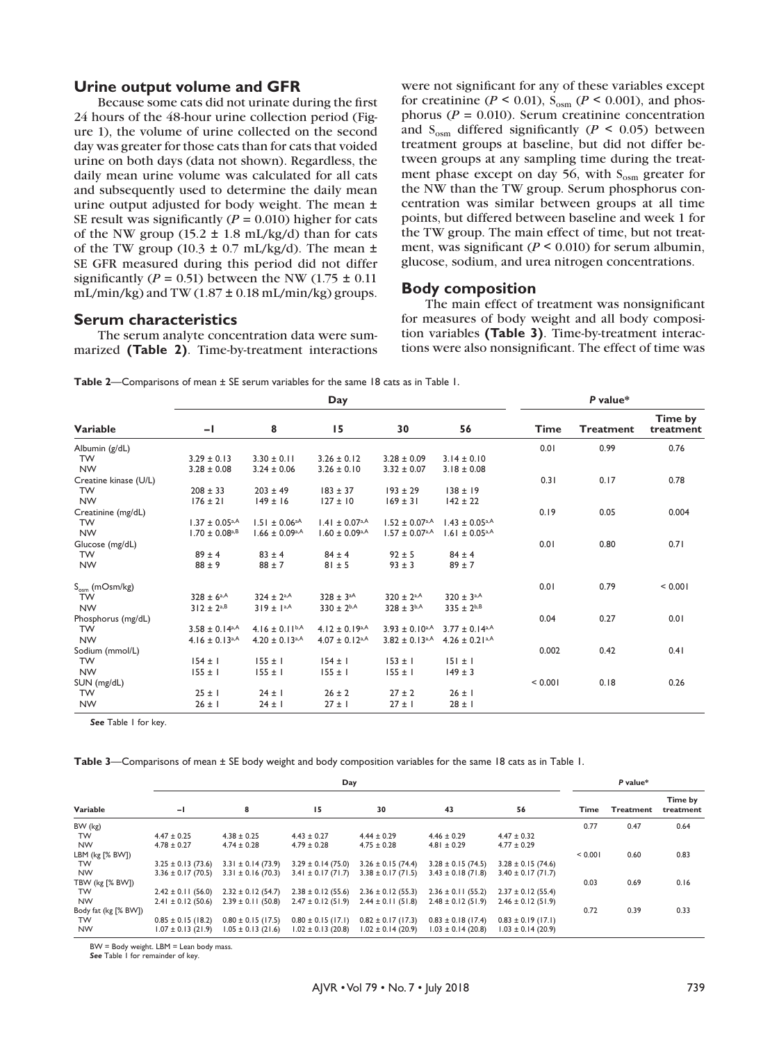## Urine output volume and GFR

Because some cats did not urinate during the first 24 hours of the 48-hour urine collection period (Figure 1), the volume of urine collected on the second day was greater for those cats than for cats that voided urine on both days (data not shown). Regardless, the daily mean urine volume was calculated for all cats and subsequently used to determine the daily mean urine output adjusted for body weight. The mean ± SE result was significantly ($P = 0.010$) higher for cats of the NW group (15.2 ± 1.8 mL/kg/d) than for cats of the TW group (10.3 ± 0.7 mL/kg/d). The mean ± SE GFR measured during this period did not differ significantly ($P = 0.51$) between the NW (1.75 ± 0.11 mL/min/kg) and TW (1.87 ± 0.18 mL/min/kg) groups.

## Serum characteristics

The serum analyte concentration data were summarized **(Table 2)**. Time-by-treatment interactions were not significant for any of these variables except for creatinine ($P < 0.01$), $S_{osm}$ ($P < 0.001$), and phosphorus ($P = 0.010$). Serum creatinine concentration and $S_{osm}$ differed significantly ($P < 0.05$) between treatment groups at baseline, but did not differ between groups at any sampling time during the treatment phase except on day 56, with $S_{osm}$ greater for the NW than the TW group. Serum phosphorus concentration was similar between groups at all time points, but differed between baseline and week 1 for the TW group. The main effect of time, but not treatment, was significant ($P < 0.010$) for serum albumin, glucose, sodium, and urea nitrogen concentrations.

## Body composition

The main effect of treatment was nonsignificant for measures of body weight and all body composition variables **(Table 3)**. Time-by-treatment interactions were also nonsignificant. The effect of time was

**Table 2**—Comparisons of mean ± SE serum variables for the same 18 cats as in Table 1.

| Variable | Day | | | | | *P* value* | | |
|---|---|---|---|---|---|---|---|---|
| | −1 | 8 | 15 | 30 | 56 | Time | Treatment | Time by treatment |
| Albumin (g/dL) | | | | | | 0.01 | 0.99 | 0.76 |
| TW | 3.29 ± 0.13 | 3.30 ± 0.11 | 3.26 ± 0.12 | 3.28 ± 0.09 | 3.14 ± 0.10 | | | |
| NW | 3.28 ± 0.08 | 3.24 ± 0.06 | 3.26 ± 0.10 | 3.32 ± 0.07 | 3.18 ± 0.08 | | | |
| Creatine kinase (U/L) | | | | | | 0.31 | 0.17 | 0.78 |
| TW | 208 ± 33 | 203 ± 49 | 183 ± 37 | 193 ± 29 | 138 ± 19 | | | |
| NW | 176 ± 21 | 149 ± 16 | 127 ± 10 | 169 ± 31 | 142 ± 22 | | | |
| Creatinine (mg/dL) | | | | | | 0.19 | 0.05 | 0.004 |
| TW | 1.37 ± 0.05[a,A] | 1.51 ± 0.06[a,A] | 1.41 ± 0.07[a,A] | 1.52 ± 0.07[a,A] | 1.43 ± 0.05[a,A] | | | |
| NW | 1.70 ± 0.08[a,B] | 1.66 ± 0.09[a,A] | 1.60 ± 0.09[a,A] | 1.57 ± 0.07[a,A] | 1.61 ± 0.05[a,A] | | | |
| Glucose (mg/dL) | | | | | | 0.01 | 0.80 | 0.71 |
| TW | 89 ± 4 | 83 ± 4 | 84 ± 4 | 92 ± 5 | 84 ± 4 | | | |
| NW | 88 ± 9 | 88 ± 7 | 81 ± 5 | 93 ± 3 | 89 ± 7 | | | |
| $S_{osm}$ (mOsm/kg) | | | | | | 0.01 | 0.79 | < 0.001 |
| TW | 328 ± 6[a,A] | 324 ± 2[a,A] | 328 ± 3[a,A] | 320 ± 2[a,A] | 320 ± 3[a,A] | | | |
| NW | 312 ± 2[a,B] | 319 ± 1[a,A] | 330 ± 2[b,A] | 328 ± 3[b,A] | 335 ± 2[b,B] | | | |
| Phosphorus (mg/dL) | | | | | | 0.04 | 0.27 | 0.01 |
| TW | 3.58 ± 0.14[a,A] | 4.16 ± 0.11[b,A] | 4.12 ± 0.19[a,A] | 3.93 ± 0.10[a,A] | 3.77 ± 0.14[a,A] | | | |
| NW | 4.16 ± 0.13[a,A] | 4.20 ± 0.13[a,A] | 4.07 ± 0.12[a,A] | 3.82 ± 0.13[a,A] | 4.26 ± 0.21[a,A] | | | |
| Sodium (mmol/L) | | | | | | 0.002 | 0.42 | 0.41 |
| TW | 154 ± 1 | 155 ± 1 | 154 ± 1 | 153 ± 1 | 151 ± 1 | | | |
| NW | 155 ± 1 | 155 ± 1 | 155 ± 1 | 155 ± 1 | 149 ± 3 | | | |
| SUN (mg/dL) | | | | | | < 0.001 | 0.18 | 0.26 |
| TW | 25 ± 1 | 24 ± 1 | 26 ± 2 | 27 ± 2 | 26 ± 1 | | | |
| NW | 26 ± 1 | 24 ± 1 | 27 ± 1 | 27 ± 1 | 28 ± 1 | | | |

*See* Table 1 for key.

**Table 3**—Comparisons of mean ± SE body weight and body composition variables for the same 18 cats as in Table 1.

| Variable | Day | | | | | | *P* value* | | |
|---|---|---|---|---|---|---|---|---|---|
| | −1 | 8 | 15 | 30 | 43 | 56 | Time | Treatment | Time by treatment |
| BW (kg) | | | | | | | 0.77 | 0.47 | 0.64 |
| TW | 4.47 ± 0.25 | 4.38 ± 0.25 | 4.43 ± 0.27 | 4.44 ± 0.29 | 4.46 ± 0.29 | 4.47 ± 0.32 | | | |
| NW | 4.78 ± 0.27 | 4.74 ± 0.28 | 4.79 ± 0.28 | 4.75 ± 0.28 | 4.81 ± 0.29 | 4.77 ± 0.29 | | | |
| LBM (kg [% BW]) | | | | | | | < 0.001 | 0.60 | 0.83 |
| TW | 3.25 ± 0.13 (73.6) | 3.31 ± 0.14 (73.9) | 3.29 ± 0.14 (75.0) | 3.26 ± 0.15 (74.4) | 3.28 ± 0.15 (74.5) | 3.28 ± 0.15 (74.6) | | | |
| NW | 3.36 ± 0.17 (70.5) | 3.31 ± 0.16 (70.3) | 3.41 ± 0.17 (71.7) | 3.38 ± 0.17 (71.5) | 3.43 ± 0.18 (71.8) | 3.40 ± 0.17 (71.7) | | | |
| TBW (kg [% BW]) | | | | | | | 0.03 | 0.69 | 0.16 |
| TW | 2.42 ± 0.11 (56.0) | 2.32 ± 0.12 (54.7) | 2.38 ± 0.12 (55.6) | 2.36 ± 0.12 (55.3) | 2.36 ± 0.11 (55.2) | 2.37 ± 0.12 (55.4) | | | |
| NW | 2.41 ± 0.12 (50.6) | 2.39 ± 0.11 (50.8) | 2.47 ± 0.12 (51.9) | 2.44 ± 0.11 (51.8) | 2.48 ± 0.12 (51.9) | 2.46 ± 0.12 (51.9) | | | |
| Body fat (kg [% BW]) | | | | | | | 0.72 | 0.39 | 0.33 |
| TW | 0.85 ± 0.15 (18.2) | 0.80 ± 0.15 (17.5) | 0.80 ± 0.15 (17.1) | 0.82 ± 0.17 (17.3) | 0.83 ± 0.18 (17.4) | 0.83 ± 0.19 (17.1) | | | |
| NW | 1.07 ± 0.13 (21.9) | 1.05 ± 0.13 (21.6) | 1.02 ± 0.13 (20.8) | 1.02 ± 0.14 (20.9) | 1.03 ± 0.14 (20.8) | 1.03 ± 0.14 (20.9) | | | |

BW = Body weight. LBM = Lean body mass.
*See* Table 1 for remainder of key.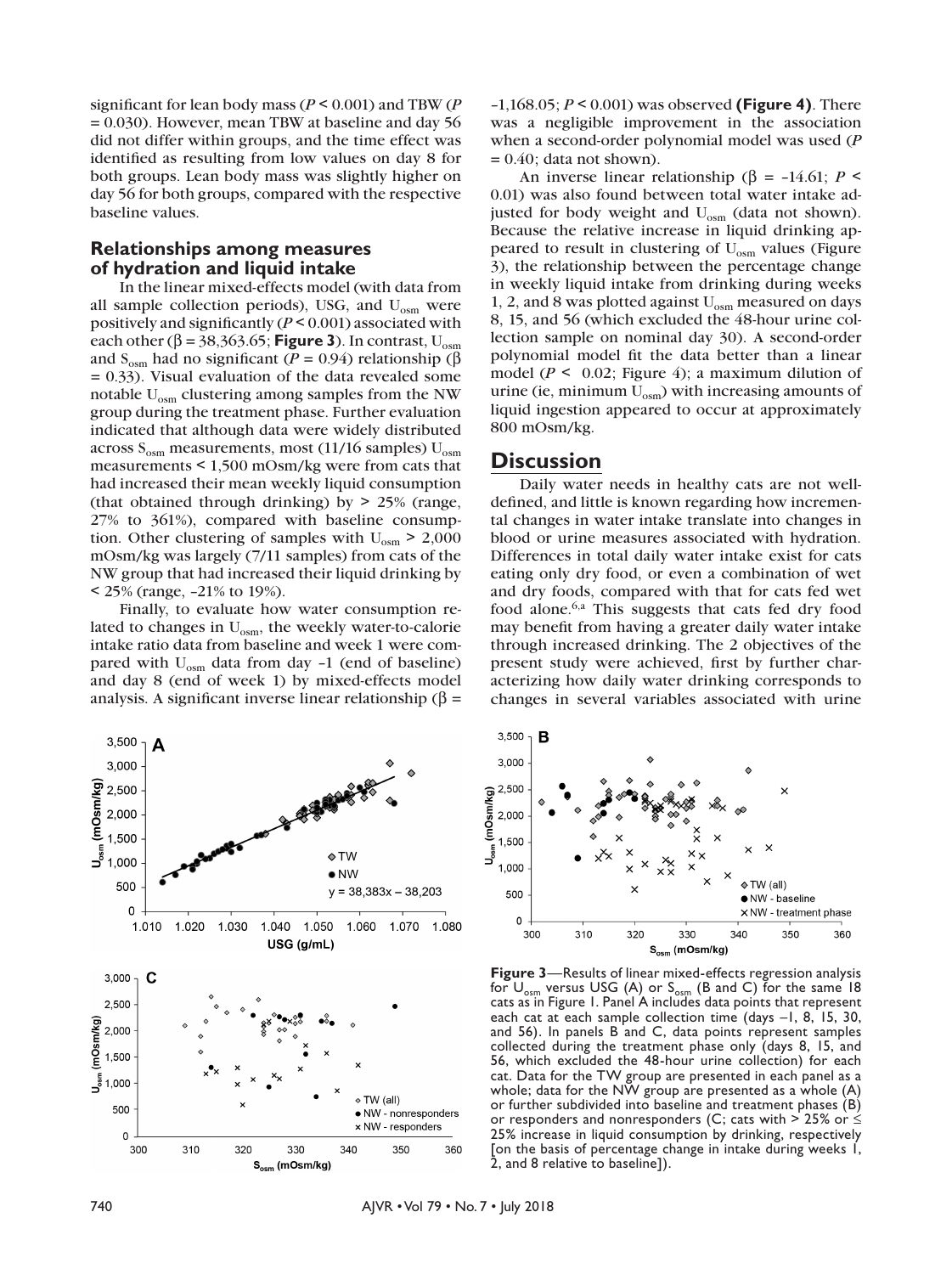significant for lean body mass ($P < 0.001$) and TBW ($P = 0.030$). However, mean TBW at baseline and day 56 did not differ within groups, and the time effect was identified as resulting from low values on day 8 for both groups. Lean body mass was slightly higher on day 56 for both groups, compared with the respective baseline values.

### Relationships among measures of hydration and liquid intake

In the linear mixed-effects model (with data from all sample collection periods), USG, and $U_{osm}$ were positively and significantly ($P < 0.001$) associated with each other ($\beta = 38,363.65$; **Figure 3**). In contrast, $U_{osm}$ and $S_{osm}$ had no significant ($P = 0.94$) relationship ($\beta = 0.33$). Visual evaluation of the data revealed some notable $U_{osm}$ clustering among samples from the NW group during the treatment phase. Further evaluation indicated that although data were widely distributed across $S_{osm}$ measurements, most (11/16 samples) $U_{osm}$ measurements < 1,500 mOsm/kg were from cats that had increased their mean weekly liquid consumption (that obtained through drinking) by > 25% (range, 27% to 361%), compared with baseline consumption. Other clustering of samples with $U_{osm}$ > 2,000 mOsm/kg was largely (7/11 samples) from cats of the NW group that had increased their liquid drinking by < 25% (range, –21% to 19%).

Finally, to evaluate how water consumption related to changes in $U_{osm}$, the weekly water-to-calorie intake ratio data from baseline and week 1 were compared with $U_{osm}$ data from day –1 (end of baseline) and day 8 (end of week 1) by mixed-effects model analysis. A significant inverse linear relationship ($\beta = -1,168.05$; $P < 0.001$) was observed **(Figure 4)**. There was a negligible improvement in the association when a second-order polynomial model was used ($P = 0.40$; data not shown).

An inverse linear relationship ($\beta = -14.61$; $P < 0.01$) was also found between total water intake adjusted for body weight and $U_{osm}$ (data not shown). Because the relative increase in liquid drinking appeared to result in clustering of $U_{osm}$ values (Figure 3), the relationship between the percentage change in weekly liquid intake from drinking during weeks 1, 2, and 8 was plotted against $U_{osm}$ measured on days 8, 15, and 56 (which excluded the 48-hour urine collection sample on nominal day 30). A second-order polynomial model fit the data better than a linear model ($P < 0.02$; Figure 4); a maximum dilution of urine (ie, minimum $U_{osm}$) with increasing amounts of liquid ingestion appeared to occur at approximately 800 mOsm/kg.

## Discussion

Daily water needs in healthy cats are not well-defined, and little is known regarding how incremental changes in water intake translate into changes in blood or urine measures associated with hydration. Differences in total daily water intake exist for cats eating only dry food, or even a combination of wet and dry foods, compared with that for cats fed wet food alone.[6,a] This suggests that cats fed dry food may benefit from having a greater daily water intake through increased drinking. The 2 objectives of the present study were achieved, first by further characterizing how daily water drinking corresponds to changes in several variables associated with urine

**Figure 3**—Results of linear mixed-effects regression analysis for $U_{osm}$ versus USG (A) or $S_{osm}$ (B and C) for the same 18 cats as in Figure 1. Panel A includes data points that represent each cat at each sample collection time (days –1, 8, 15, 30, and 56). In panels B and C, data points represent samples collected during the treatment phase only (days 8, 15, and 56, which excluded the 48-hour urine collection) for each cat. Data for the TW group are presented in each panel as a whole; data for the NW group are presented as a whole (A) or further subdivided into baseline and treatment phases (B) or responders and nonresponders (C; cats with > 25% or ≤ 25% increase in liquid consumption by drinking, respectively [on the basis of percentage change in intake during weeks 1, 2, and 8 relative to baseline]).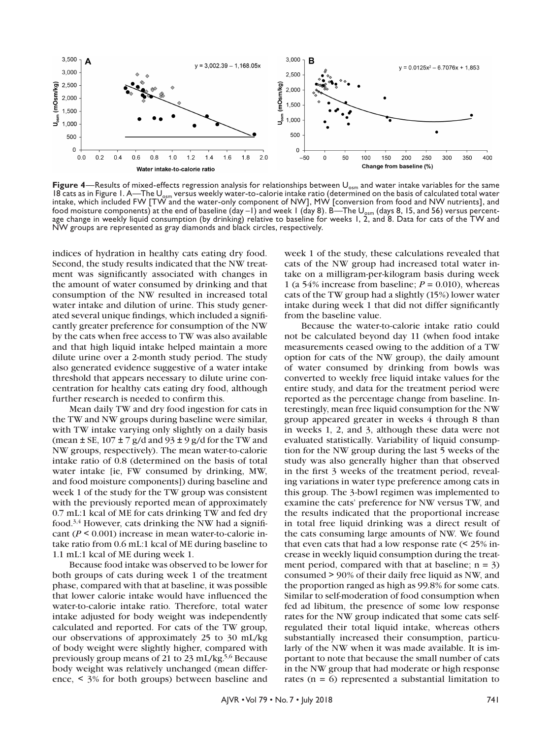**Figure 4**—Results of mixed-effects regression analysis for relationships between $U_{osm}$ and water intake variables for the same 18 cats as in Figure 1. A—The $U_{osm}$ versus weekly water-to-calorie intake ratio (determined on the basis of calculated total water intake, which included FW [TW and the water-only component of NW], MW [conversion from food and NW nutrients], and food moisture components) at the end of baseline (day –1) and week 1 (day 8). B—The $U_{osm}$ (days 8, 15, and 56) versus percentage change in weekly liquid consumption (by drinking) relative to baseline for weeks 1, 2, and 8. Data for cats of the TW and NW groups are represented as gray diamonds and black circles, respectively.

indices of hydration in healthy cats eating dry food. Second, the study results indicated that the NW treatment was significantly associated with changes in the amount of water consumed by drinking and that consumption of the NW resulted in increased total water intake and dilution of urine. This study generated several unique findings, which included a significantly greater preference for consumption of the NW by the cats when free access to TW was also available and that high liquid intake helped maintain a more dilute urine over a 2-month study period. The study also generated evidence suggestive of a water intake threshold that appears necessary to dilute urine concentration for healthy cats eating dry food, although further research is needed to confirm this.

Mean daily TW and dry food ingestion for cats in the TW and NW groups during baseline were similar, with TW intake varying only slightly on a daily basis (mean ± SE, 107 ± 7 g/d and 93 ± 9 g/d for the TW and NW groups, respectively). The mean water-to-calorie intake ratio of 0.8 (determined on the basis of total water intake [ie, FW consumed by drinking, MW, and food moisture components]) during baseline and week 1 of the study for the TW group was consistent with the previously reported mean of approximately 0.7 mL:1 kcal of ME for cats drinking TW and fed dry food.[3,4] However, cats drinking the NW had a significant ($P < 0.001$) increase in mean water-to-calorie intake ratio from 0.6 mL:1 kcal of ME during baseline to 1.1 mL:1 kcal of ME during week 1.

Because food intake was observed to be lower for both groups of cats during week 1 of the treatment phase, compared with that at baseline, it was possible that lower calorie intake would have influenced the water-to-calorie intake ratio. Therefore, total water intake adjusted for body weight was independently calculated and reported. For cats of the TW group, our observations of approximately 25 to 30 mL/kg of body weight were slightly higher, compared with previously group means of 21 to 23 mL/kg.[5,6] Because body weight was relatively unchanged (mean difference, < 3% for both groups) between baseline and week 1 of the study, these calculations revealed that cats of the NW group had increased total water intake on a milligram-per-kilogram basis during week 1 (a 54% increase from baseline; $P = 0.010$), whereas cats of the TW group had a slightly (15%) lower water intake during week 1 that did not differ significantly from the baseline value.

Because the water-to-calorie intake ratio could not be calculated beyond day 11 (when food intake measurements ceased owing to the addition of a TW option for cats of the NW group), the daily amount of water consumed by drinking from bowls was converted to weekly free liquid intake values for the entire study, and data for the treatment period were reported as the percentage change from baseline. Interestingly, mean free liquid consumption for the NW group appeared greater in weeks 4 through 8 than in weeks 1, 2, and 3, although these data were not evaluated statistically. Variability of liquid consumption for the NW group during the last 5 weeks of the study was also generally higher than that observed in the first 3 weeks of the treatment period, revealing variations in water type preference among cats in this group. The 3-bowl regimen was implemented to examine the cats' preference for NW versus TW, and the results indicated that the proportional increase in total free liquid drinking was a direct result of the cats consuming large amounts of NW. We found that even cats that had a low response rate (< 25% increase in weekly liquid consumption during the treatment period, compared with that at baseline; n = 3) consumed > 90% of their daily free liquid as NW, and the proportion ranged as high as 99.8% for some cats. Similar to self-moderation of food consumption when fed ad libitum, the presence of some low response rates for the NW group indicated that some cats self-regulated their total liquid intake, whereas others substantially increased their consumption, particularly of the NW when it was made available. It is important to note that because the small number of cats in the NW group that had moderate or high response rates (n = 6) represented a substantial limitation to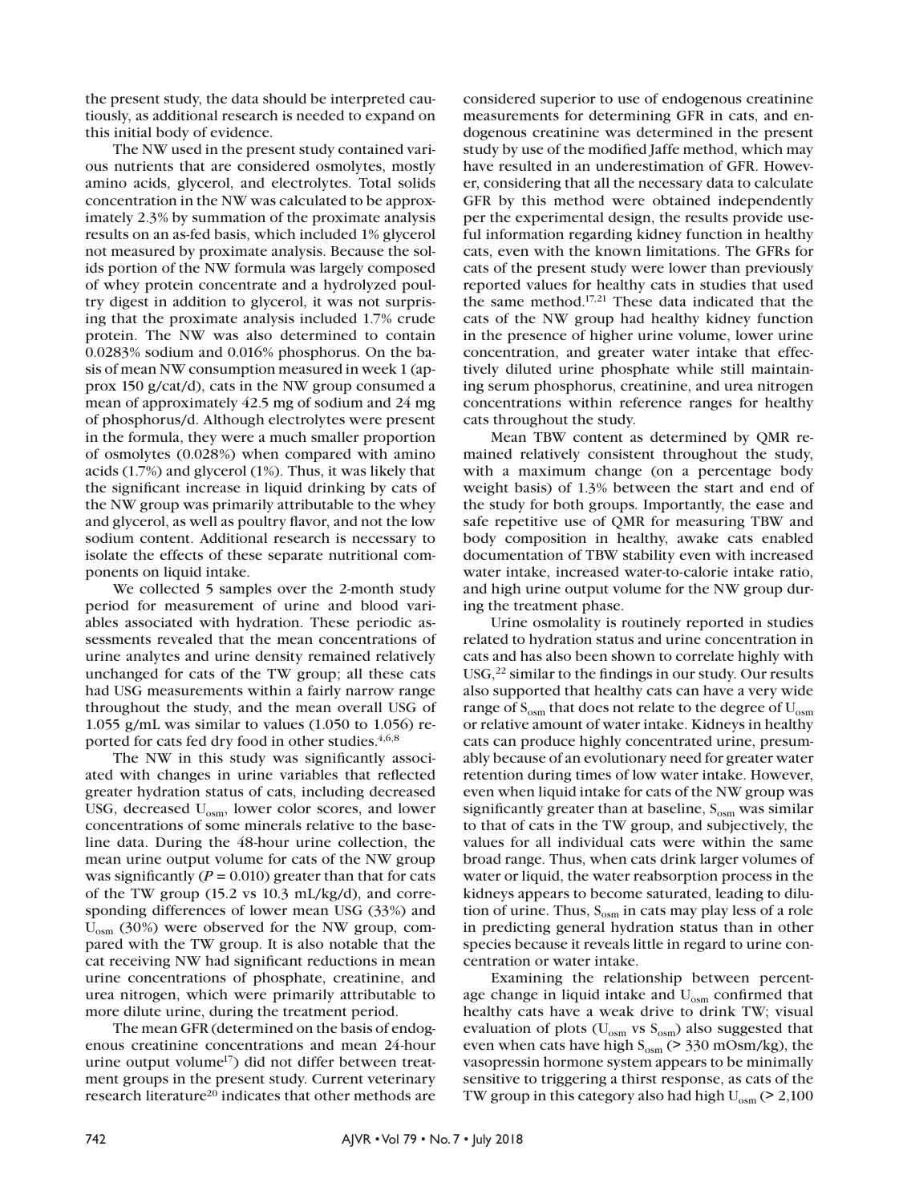the present study, the data should be interpreted cautiously, as additional research is needed to expand on this initial body of evidence.

The NW used in the present study contained various nutrients that are considered osmolytes, mostly amino acids, glycerol, and electrolytes. Total solids concentration in the NW was calculated to be approximately 2.3% by summation of the proximate analysis results on an as-fed basis, which included 1% glycerol not measured by proximate analysis. Because the solids portion of the NW formula was largely composed of whey protein concentrate and a hydrolyzed poultry digest in addition to glycerol, it was not surprising that the proximate analysis included 1.7% crude protein. The NW was also determined to contain 0.0283% sodium and 0.016% phosphorus. On the basis of mean NW consumption measured in week 1 (approx 150 g/cat/d), cats in the NW group consumed a mean of approximately 42.5 mg of sodium and 24 mg of phosphorus/d. Although electrolytes were present in the formula, they were a much smaller proportion of osmolytes (0.028%) when compared with amino acids (1.7%) and glycerol (1%). Thus, it was likely that the significant increase in liquid drinking by cats of the NW group was primarily attributable to the whey and glycerol, as well as poultry flavor, and not the low sodium content. Additional research is necessary to isolate the effects of these separate nutritional components on liquid intake.

We collected 5 samples over the 2-month study period for measurement of urine and blood variables associated with hydration. These periodic assessments revealed that the mean concentrations of urine analytes and urine density remained relatively unchanged for cats of the TW group; all these cats had USG measurements within a fairly narrow range throughout the study, and the mean overall USG of 1.055 g/mL was similar to values (1.050 to 1.056) reported for cats fed dry food in other studies.[4,6,8]

The NW in this study was significantly associated with changes in urine variables that reflected greater hydration status of cats, including decreased USG, decreased $U_{osm}$, lower color scores, and lower concentrations of some minerals relative to the baseline data. During the 48-hour urine collection, the mean urine output volume for cats of the NW group was significantly ($P = 0.010$) greater than that for cats of the TW group (15.2 vs 10.3 mL/kg/d), and corresponding differences of lower mean USG (33%) and $U_{osm}$ (30%) were observed for the NW group, compared with the TW group. It is also notable that the cat receiving NW had significant reductions in mean urine concentrations of phosphate, creatinine, and urea nitrogen, which were primarily attributable to more dilute urine, during the treatment period.

The mean GFR (determined on the basis of endogenous creatinine concentrations and mean 24-hour urine output volume[17]) did not differ between treatment groups in the present study. Current veterinary research literature[20] indicates that other methods are considered superior to use of endogenous creatinine measurements for determining GFR in cats, and endogenous creatinine was determined in the present study by use of the modified Jaffe method, which may have resulted in an underestimation of GFR. However, considering that all the necessary data to calculate GFR by this method were obtained independently per the experimental design, the results provide useful information regarding kidney function in healthy cats, even with the known limitations. The GFRs for cats of the present study were lower than previously reported values for healthy cats in studies that used the same method.[17,21] These data indicated that the cats of the NW group had healthy kidney function in the presence of higher urine volume, lower urine concentration, and greater water intake that effectively diluted urine phosphate while still maintaining serum phosphorus, creatinine, and urea nitrogen concentrations within reference ranges for healthy cats throughout the study.

Mean TBW content as determined by QMR remained relatively consistent throughout the study, with a maximum change (on a percentage body weight basis) of 1.3% between the start and end of the study for both groups. Importantly, the ease and safe repetitive use of QMR for measuring TBW and body composition in healthy, awake cats enabled documentation of TBW stability even with increased water intake, increased water-to-calorie intake ratio, and high urine output volume for the NW group during the treatment phase.

Urine osmolality is routinely reported in studies related to hydration status and urine concentration in cats and has also been shown to correlate highly with USG,[22] similar to the findings in our study. Our results also supported that healthy cats can have a very wide range of $S_{osm}$ that does not relate to the degree of $U_{osm}$ or relative amount of water intake. Kidneys in healthy cats can produce highly concentrated urine, presumably because of an evolutionary need for greater water retention during times of low water intake. However, even when liquid intake for cats of the NW group was significantly greater than at baseline, $S_{osm}$ was similar to that of cats in the TW group, and subjectively, the values for all individual cats were within the same broad range. Thus, when cats drink larger volumes of water or liquid, the water reabsorption process in the kidneys appears to become saturated, leading to dilution of urine. Thus, $S_{osm}$ in cats may play less of a role in predicting general hydration status than in other species because it reveals little in regard to urine concentration or water intake.

Examining the relationship between percentage change in liquid intake and $U_{osm}$ confirmed that healthy cats have a weak drive to drink TW; visual evaluation of plots ($U_{osm}$ vs $S_{osm}$) also suggested that even when cats have high $S_{osm}$ (> 330 mOsm/kg), the vasopressin hormone system appears to be minimally sensitive to triggering a thirst response, as cats of the TW group in this category also had high $U_{osm}$ (> 2,100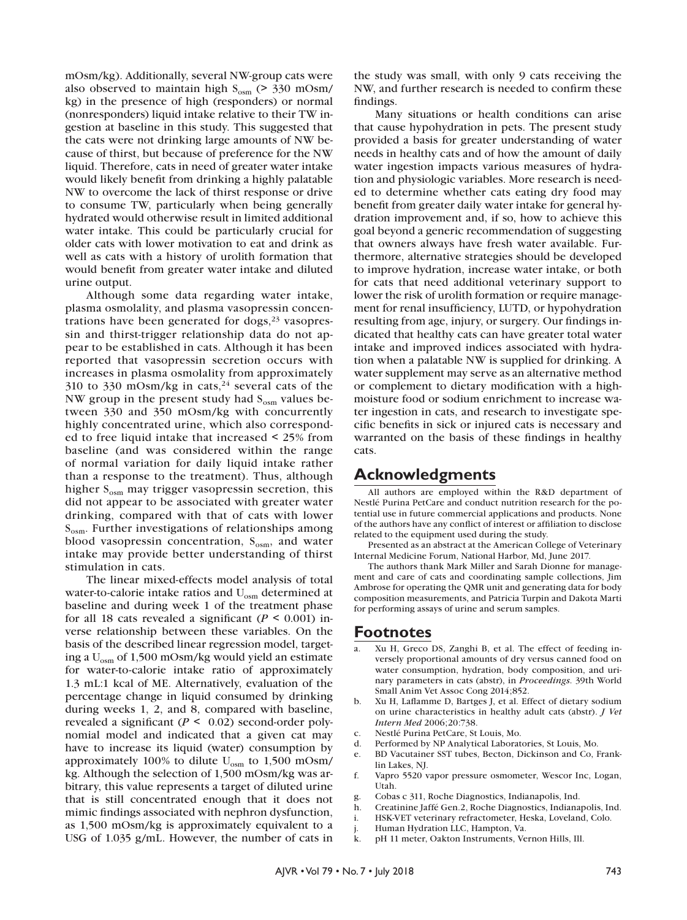mOsm/kg). Additionally, several NW-group cats were also observed to maintain high $S_{osm}$ (> 330 mOsm/kg) in the presence of high (responders) or normal (nonresponders) liquid intake relative to their TW ingestion at baseline in this study. This suggested that the cats were not drinking large amounts of NW because of thirst, but because of preference for the NW liquid. Therefore, cats in need of greater water intake would likely benefit from drinking a highly palatable NW to overcome the lack of thirst response or drive to consume TW, particularly when being generally hydrated would otherwise result in limited additional water intake. This could be particularly crucial for older cats with lower motivation to eat and drink as well as cats with a history of urolith formation that would benefit from greater water intake and diluted urine output.

Although some data regarding water intake, plasma osmolality, and plasma vasopressin concentrations have been generated for dogs,[23] vasopressin and thirst-trigger relationship data do not appear to be established in cats. Although it has been reported that vasopressin secretion occurs with increases in plasma osmolality from approximately 310 to 330 mOsm/kg in cats,[24] several cats of the NW group in the present study had $S_{osm}$ values between 330 and 350 mOsm/kg with concurrently highly concentrated urine, which also corresponded to free liquid intake that increased < 25% from baseline (and was considered within the range of normal variation for daily liquid intake rather than a response to the treatment). Thus, although higher $S_{osm}$ may trigger vasopressin secretion, this did not appear to be associated with greater water drinking, compared with that of cats with lower $S_{osm}$. Further investigations of relationships among blood vasopressin concentration, $S_{osm}$, and water intake may provide better understanding of thirst stimulation in cats.

The linear mixed-effects model analysis of total water-to-calorie intake ratios and $U_{osm}$ determined at baseline and during week 1 of the treatment phase for all 18 cats revealed a significant ($P < 0.001$) inverse relationship between these variables. On the basis of the described linear regression model, targeting a $U_{osm}$ of 1,500 mOsm/kg would yield an estimate for water-to-calorie intake ratio of approximately 1.3 mL:1 kcal of ME. Alternatively, evaluation of the percentage change in liquid consumed by drinking during weeks 1, 2, and 8, compared with baseline, revealed a significant ($P < 0.02$) second-order polynomial model and indicated that a given cat may have to increase its liquid (water) consumption by approximately 100% to dilute $U_{osm}$ to 1,500 mOsm/kg. Although the selection of 1,500 mOsm/kg was arbitrary, this value represents a target of diluted urine that is still concentrated enough that it does not mimic findings associated with nephron dysfunction, as 1,500 mOsm/kg is approximately equivalent to a USG of 1.035 g/mL. However, the number of cats in the study was small, with only 9 cats receiving the NW, and further research is needed to confirm these findings.

Many situations or health conditions can arise that cause hypohydration in pets. The present study provided a basis for greater understanding of water needs in healthy cats and of how the amount of daily water ingestion impacts various measures of hydration and physiologic variables. More research is needed to determine whether cats eating dry food may benefit from greater daily water intake for general hydration improvement and, if so, how to achieve this goal beyond a generic recommendation of suggesting that owners always have fresh water available. Furthermore, alternative strategies should be developed to improve hydration, increase water intake, or both for cats that need additional veterinary support to lower the risk of urolith formation or require management for renal insufficiency, LUTD, or hypohydration resulting from age, injury, or surgery. Our findings indicated that healthy cats can have greater total water intake and improved indices associated with hydration when a palatable NW is supplied for drinking. A water supplement may serve as an alternative method or complement to dietary modification with a high-moisture food or sodium enrichment to increase water ingestion in cats, and research to investigate specific benefits in sick or injured cats is necessary and warranted on the basis of these findings in healthy cats.

## Acknowledgments

All authors are employed within the R&D department of Nestlé Purina PetCare and conduct nutrition research for the potential use in future commercial applications and products. None of the authors have any conflict of interest or affiliation to disclose related to the equipment used during the study.

Presented as an abstract at the American College of Veterinary Internal Medicine Forum, National Harbor, Md, June 2017.

The authors thank Mark Miller and Sarah Dionne for management and care of cats and coordinating sample collections, Jim Ambrose for operating the QMR unit and generating data for body composition measurements, and Patricia Turpin and Dakota Marti for performing assays of urine and serum samples.

## Footnotes

a. Xu H, Greco DS, Zanghi B, et al. The effect of feeding inversely proportional amounts of dry versus canned food on water consumption, hydration, body composition, and urinary parameters in cats (abstr), in *Proceedings.* 39th World Small Anim Vet Assoc Cong 2014;852.
b. Xu H, Laflamme D, Bartges J, et al. Effect of dietary sodium on urine characteristics in healthy adult cats (abstr). *J Vet Intern Med* 2006;20:738.
c. Nestlé Purina PetCare, St Louis, Mo.
d. Performed by NP Analytical Laboratories, St Louis, Mo.
e. BD Vacutainer SST tubes, Becton, Dickinson and Co, Franklin Lakes, NJ.
f. Vapro 5520 vapor pressure osmometer, Wescor Inc, Logan, Utah.
g. Cobas c 311, Roche Diagnostics, Indianapolis, Ind.
h. Creatinine Jaffé Gen.2, Roche Diagnostics, Indianapolis, Ind.
i. HSK-VET veterinary refractometer, Heska, Loveland, Colo.
j. Human Hydration LLC, Hampton, Va.
k. pH 11 meter, Oakton Instruments, Vernon Hills, Ill.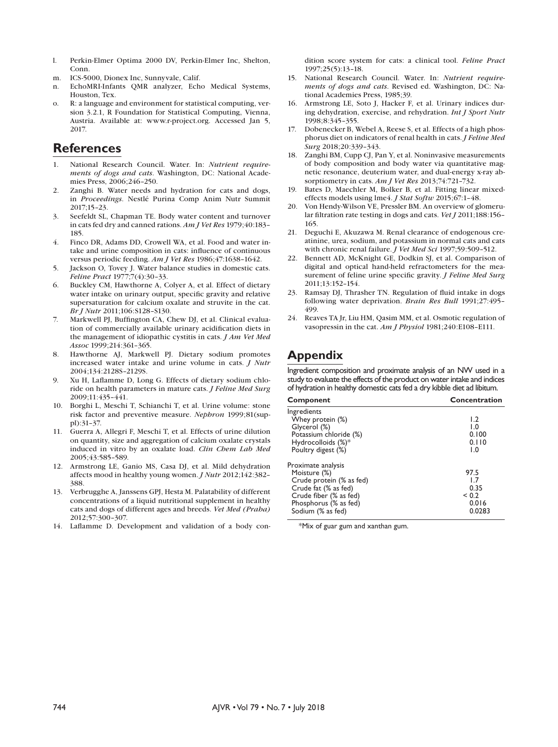l. Perkin-Elmer Optima 2000 DV, Perkin-Elmer Inc, Shelton, Conn.
m. ICS-5000, Dionex Inc, Sunnyvale, Calif.
n. EchoMRI-Infants QMR analyzer, Echo Medical Systems, Houston, Tex.
o. R: a language and environment for statistical computing, version 3.2.1, R Foundation for Statistical Computing, Vienna, Austria. Available at: www.r-project.org. Accessed Jan 5, 2017.

## References

1. National Research Council. Water. In: *Nutrient requirements of dogs and cats*. Washington, DC: National Academies Press, 2006;246–250.
2. Zanghi B. Water needs and hydration for cats and dogs, in *Proceedings*. Nestlé Purina Comp Anim Nutr Summit 2017;15–23.
3. Seefeldt SL, Chapman TE. Body water content and turnover in cats fed dry and canned rations. *Am J Vet Res* 1979;40:183–185.
4. Finco DR, Adams DD, Crowell WA, et al. Food and water intake and urine composition in cats: influence of continuous versus periodic feeding. *Am J Vet Res* 1986;47:1638–1642.
5. Jackson O, Tovey J. Water balance studies in domestic cats. *Feline Pract* 1977;7(4):30–33.
6. Buckley CM, Hawthorne A, Colyer A, et al. Effect of dietary water intake on urinary output, specific gravity and relative supersaturation for calcium oxalate and struvite in the cat. *Br J Nutr* 2011;106:S128–S130.
7. Markwell PJ, Buffington CA, Chew DJ, et al. Clinical evaluation of commercially available urinary acidification diets in the management of idiopathic cystitis in cats. *J Am Vet Med Assoc* 1999;214:361–365.
8. Hawthorne AJ, Markwell PJ. Dietary sodium promotes increased water intake and urine volume in cats. *J Nutr* 2004;134:2128S–2129S.
9. Xu H, Laflamme D, Long G. Effects of dietary sodium chloride on health parameters in mature cats. *J Feline Med Surg* 2009;11:435–441.
10. Borghi L, Meschi T, Schianchi T, et al. Urine volume: stone risk factor and preventive measure. *Nephron* 1999;81(suppl):31–37.
11. Guerra A, Allegri F, Meschi T, et al. Effects of urine dilution on quantity, size and aggregation of calcium oxalate crystals induced in vitro by an oxalate load. *Clin Chem Lab Med* 2005;43:585–589.
12. Armstrong LE, Ganio MS, Casa DJ, et al. Mild dehydration affects mood in healthy young women. *J Nutr* 2012;142:382–388.
13. Verbrugghe A, Janssens GPJ, Hesta M. Palatability of different concentrations of a liquid nutritional supplement in healthy cats and dogs of different ages and breeds. *Vet Med (Praha)* 2012;57:300–307.
14. Laflamme D. Development and validation of a body condition score system for cats: a clinical tool. *Feline Pract* 1997;25(5):13–18.
15. National Research Council. Water. In: *Nutrient requirements of dogs and cats*. Revised ed. Washington, DC: National Academies Press, 1985;39.
16. Armstrong LE, Soto J, Hacker F, et al. Urinary indices during dehydration, exercise, and rehydration. *Int J Sport Nutr* 1998;8:345–355.
17. Dobenecker B, Webel A, Reese S, et al. Effects of a high phosphorus diet on indicators of renal health in cats. *J Feline Med Surg* 2018;20:339–343.
18. Zanghi BM, Cupp CJ, Pan Y, et al. Noninvasive measurements of body composition and body water via quantitative magnetic resonance, deuterium water, and dual-energy x-ray absorptiometry in cats. *Am J Vet Res* 2013;74:721–732.
19. Bates D, Maechler M, Bolker B, et al. Fitting linear mixed-effects models using lme4. *J Stat Softw* 2015;67:1–48.
20. Von Hendy-Wilson VE, Pressler BM. An overview of glomerular filtration rate testing in dogs and cats. *Vet J* 2011;188:156–165.
21. Deguchi E, Akuzawa M. Renal clearance of endogenous creatinine, urea, sodium, and potassium in normal cats and cats with chronic renal failure. *J Vet Med Sci* 1997;59:509–512.
22. Bennett AD, McKnight GE, Dodkin SJ, et al. Comparison of digital and optical hand-held refractometers for the measurement of feline urine specific gravity. *J Feline Med Surg* 2011;13:152–154.
23. Ramsay DJ, Thrasher TN. Regulation of fluid intake in dogs following water deprivation. *Brain Res Bull* 1991;27:495–499.
24. Reaves TA Jr, Liu HM, Qasim MM, et al. Osmotic regulation of vasopressin in the cat. *Am J Physiol* 1981;240:E108–E111.

## Appendix

Ingredient composition and proximate analysis of an NW used in a study to evaluate the effects of the product on water intake and indices of hydration in healthy domestic cats fed a dry kibble diet ad libitum.

| Component | Concentration |
|---|---|
| Ingredients | |
| Whey protein (%) | 1.2 |
| Glycerol (%) | 1.0 |
| Potassium chloride (%) | 0.100 |
| Hydrocolloids (%)* | 0.110 |
| Poultry digest (%) | 1.0 |
| Proximate analysis | |
| Moisture (%) | 97.5 |
| Crude protein (% as fed) | 1.7 |
| Crude fat (% as fed) | 0.35 |
| Crude fiber (% as fed) | < 0.2 |
| Phosphorus (% as fed) | 0.016 |
| Sodium (% as fed) | 0.0283 |

*Mix of guar gum and xanthan gum.